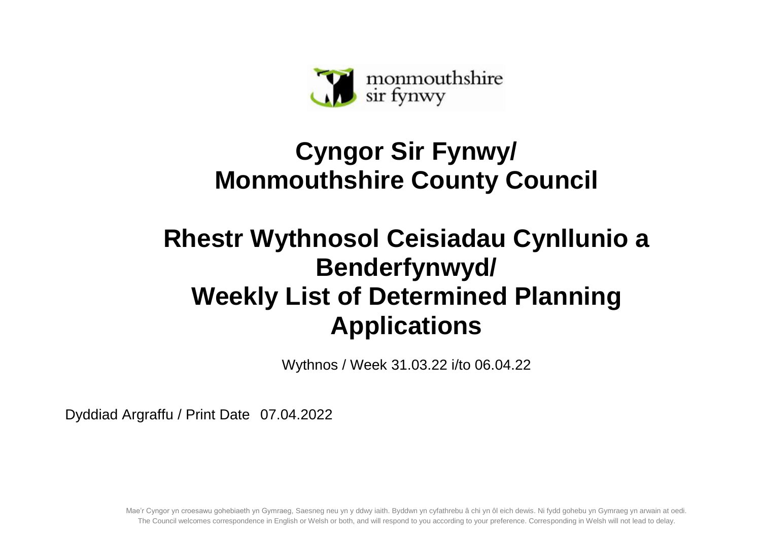monmouthshire
sir fynwy

# Cyngor Sir Fynwy/ Monmouthshire County Council

# Rhestr Wythnosol Ceisiadau Cynllunio a Benderfynwyd/ Weekly List of Determined Planning Applications

Wythnos / Week 31.03.22 i/to 06.04.22

Dyddiad Argraffu / Print Date 07.04.2022

Mae'r Cyngor yn croesawu gohebiaeth yn Gymraeg, Saesneg neu yn y ddwy iaith. Byddwn yn cyfathrebu â chi yn ôl eich dewis. Ni fydd gohebu yn Gymraeg yn arwain at oedi.
The Council welcomes correspondence in English or Welsh or both, and will respond to you according to your preference. Corresponding in Welsh will not lead to delay.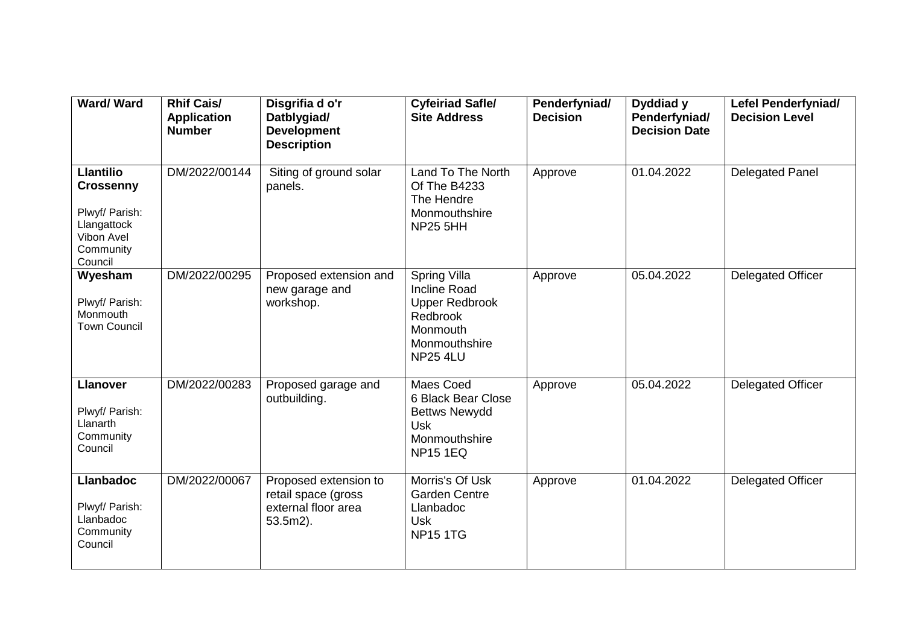| Ward/ Ward | Rhif Cais/ Application Number | Disgrifia d o'r Datblygiad/ Development Description | Cyfeiriad Safle/ Site Address | Penderfyniad/ Decision | Dyddiad y Penderfyniad/ Decision Date | Lefel Penderfyniad/ Decision Level |
|---|---|---|---|---|---|---|
| **Llantilio Crossenny**<br><br>Plwyf/ Parish: Llangattock Vibon Avel Community Council | DM/2022/00144 | Siting of ground solar panels. | Land To The North Of The B4233 The Hendre Monmouthshire NP25 5HH | Approve | 01.04.2022 | Delegated Panel |
| **Wyesham**<br><br>Plwyf/ Parish: Monmouth Town Council | DM/2022/00295 | Proposed extension and new garage and workshop. | Spring Villa Incline Road Upper Redbrook Redbrook Monmouth Monmouthshire NP25 4LU | Approve | 05.04.2022 | Delegated Officer |
| **Llanover**<br><br>Plwyf/ Parish: Llanarth Community Council | DM/2022/00283 | Proposed garage and outbuilding. | Maes Coed 6 Black Bear Close Bettws Newydd Usk Monmouthshire NP15 1EQ | Approve | 05.04.2022 | Delegated Officer |
| **Llanbadoc**<br><br>Plwyf/ Parish: Llanbadoc Community Council | DM/2022/00067 | Proposed extension to retail space (gross external floor area 53.5m2). | Morris's Of Usk Garden Centre Llanbadoc Usk NP15 1TG | Approve | 01.04.2022 | Delegated Officer |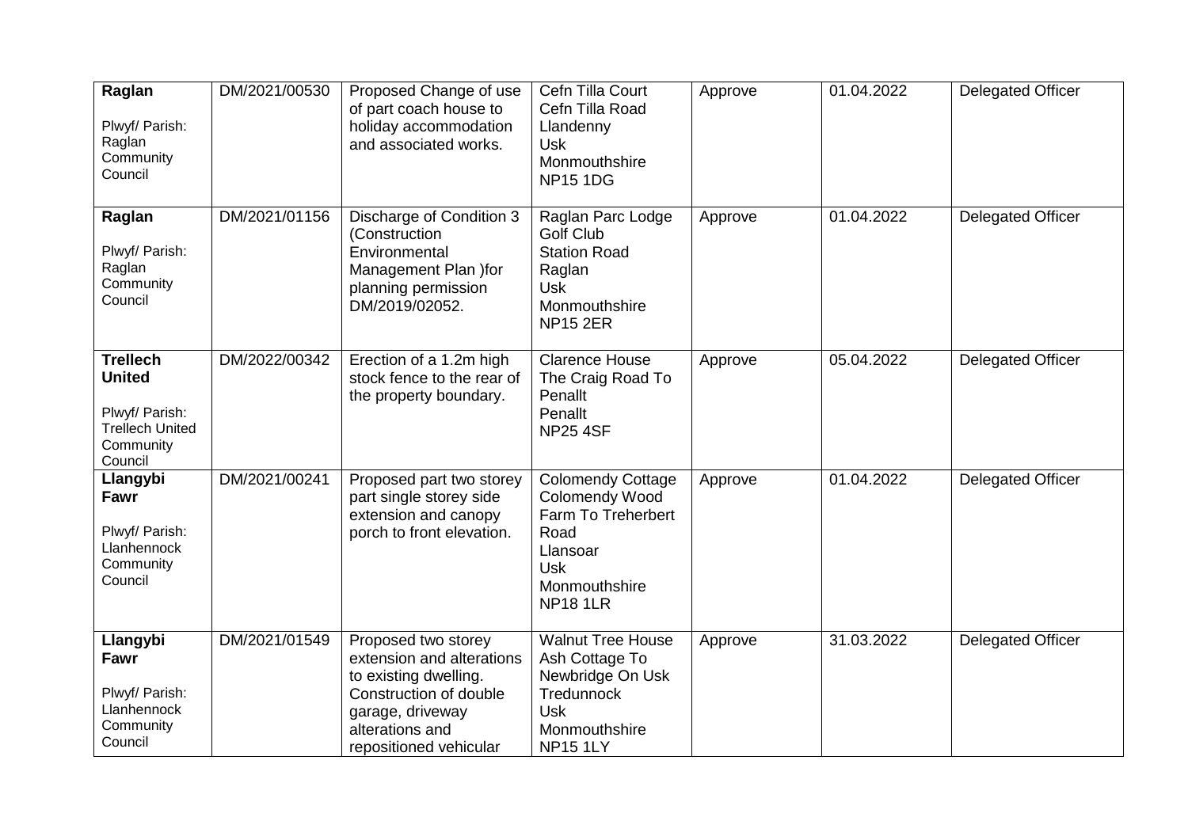| | | | | | | |
|---|---|---|---|---|---|---|
| **Raglan**<br><br>Plwyf/ Parish: Raglan Community Council | DM/2021/00530 | Proposed Change of use of part coach house to holiday accommodation and associated works. | Cefn Tilla Court<br>Cefn Tilla Road<br>Llandenny<br>Usk<br>Monmouthshire<br>NP15 1DG | Approve | 01.04.2022 | Delegated Officer |
| **Raglan**<br><br>Plwyf/ Parish: Raglan Community Council | DM/2021/01156 | Discharge of Condition 3 (Construction Environmental Management Plan )for planning permission DM/2019/02052. | Raglan Parc Lodge<br>Golf Club<br>Station Road<br>Raglan<br>Usk<br>Monmouthshire<br>NP15 2ER | Approve | 01.04.2022 | Delegated Officer |
| **Trellech United**<br><br>Plwyf/ Parish: Trellech United Community Council | DM/2022/00342 | Erection of a 1.2m high stock fence to the rear of the property boundary. | Clarence House<br>The Craig Road To Penallt<br>Penallt<br>NP25 4SF | Approve | 05.04.2022 | Delegated Officer |
| **Llangybi Fawr**<br><br>Plwyf/ Parish: Llanhennock Community Council | DM/2021/00241 | Proposed part two storey part single storey side extension and canopy porch to front elevation. | Colomendy Cottage<br>Colomendy Wood<br>Farm To Treherbert Road<br>Llansoar<br>Usk<br>Monmouthshire<br>NP18 1LR | Approve | 01.04.2022 | Delegated Officer |
| **Llangybi Fawr**<br><br>Plwyf/ Parish: Llanhennock Community Council | DM/2021/01549 | Proposed two storey extension and alterations to existing dwelling. Construction of double garage, driveway alterations and repositioned vehicular | Walnut Tree House<br>Ash Cottage To Newbridge On Usk<br>Tredunnock<br>Usk<br>Monmouthshire<br>NP15 1LY | Approve | 31.03.2022 | Delegated Officer |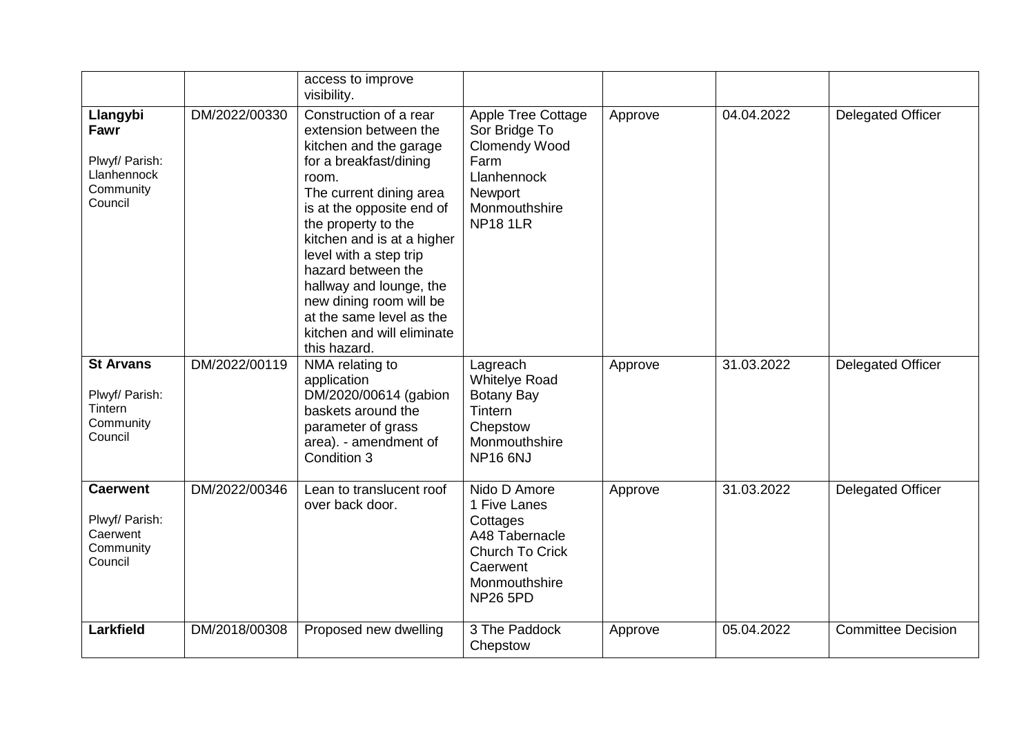|  |  |  |  |  |  |  |
|---|---|---|---|---|---|---|
|  |  | access to improve visibility. |  |  |  |  |
| **Llangybi Fawr**<br><br>Plwyf/ Parish: Llanhennock Community Council | DM/2022/00330 | Construction of a rear extension between the kitchen and the garage for a breakfast/dining room.<br>The current dining area is at the opposite end of the property to the kitchen and is at a higher level with a step trip hazard between the hallway and lounge, the new dining room will be at the same level as the kitchen and will eliminate this hazard. | Apple Tree Cottage Sor Bridge To Clomendy Wood Farm Llanhennock Newport Monmouthshire NP18 1LR | Approve | 04.04.2022 | Delegated Officer |
| **St Arvans**<br><br>Plwyf/ Parish: Tintern Community Council | DM/2022/00119 | NMA relating to application DM/2020/00614 (gabion baskets around the parameter of grass area). - amendment of Condition 3 | Lagreach Whitelye Road Botany Bay Tintern Chepstow Monmouthshire NP16 6NJ | Approve | 31.03.2022 | Delegated Officer |
| **Caerwent**<br><br>Plwyf/ Parish: Caerwent Community Council | DM/2022/00346 | Lean to translucent roof over back door. | Nido D Amore 1 Five Lanes Cottages A48 Tabernacle Church To Crick Caerwent Monmouthshire NP26 5PD | Approve | 31.03.2022 | Delegated Officer |
| **Larkfield** | DM/2018/00308 | Proposed new dwelling | 3 The Paddock Chepstow | Approve | 05.04.2022 | Committee Decision |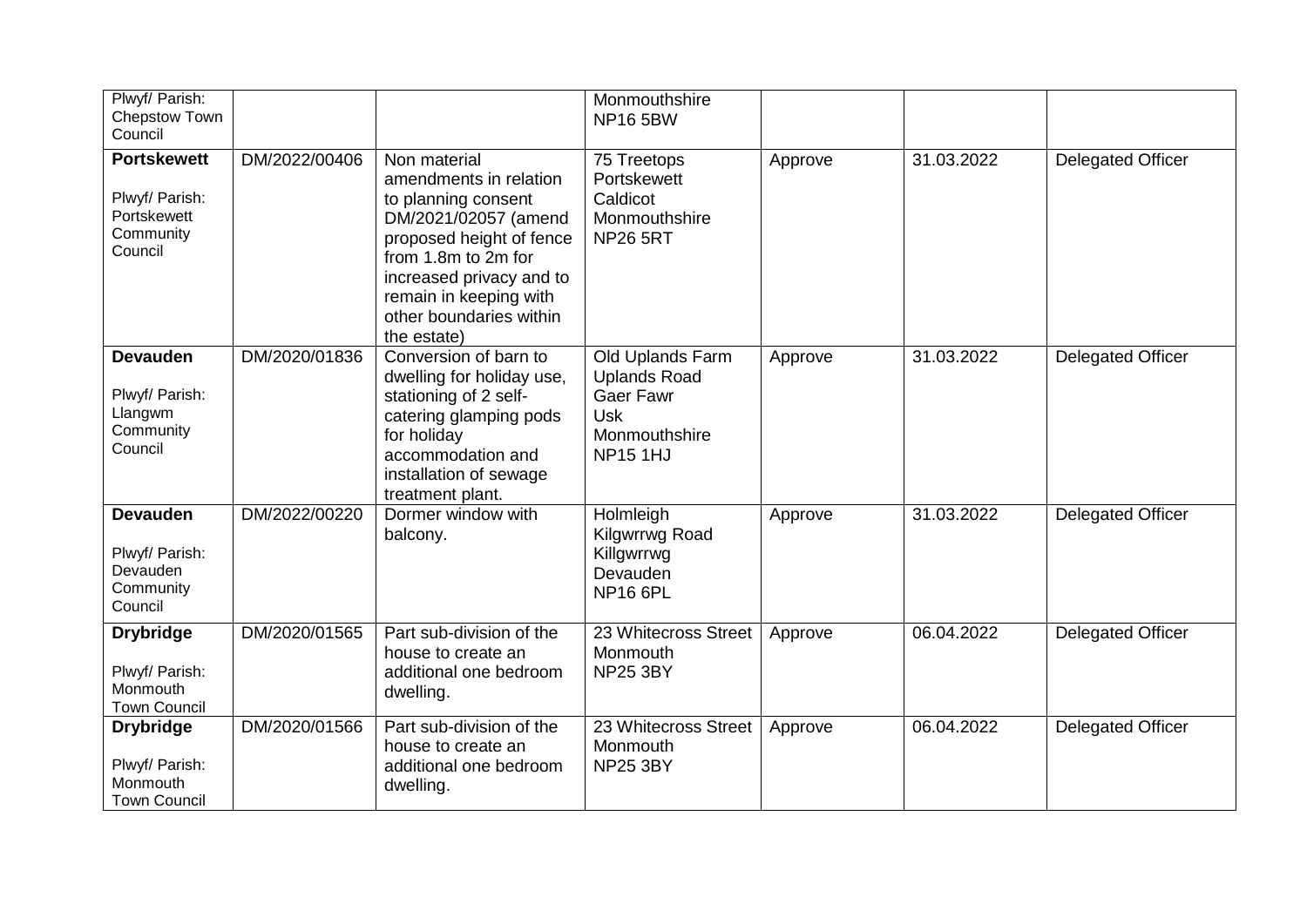| | | | | | | |
|---|---|---|---|---|---|---|
| Plwyf/ Parish: Chepstow Town Council | | | Monmouthshire NP16 5BW | | | |
| **Portskewett** Plwyf/ Parish: Portskewett Community Council | DM/2022/00406 | Non material amendments in relation to planning consent DM/2021/02057 (amend proposed height of fence from 1.8m to 2m for increased privacy and to remain in keeping with other boundaries within the estate) | 75 Treetops Portskewett Caldicot Monmouthshire NP26 5RT | Approve | 31.03.2022 | Delegated Officer |
| **Devauden** Plwyf/ Parish: Llangwm Community Council | DM/2020/01836 | Conversion of barn to dwelling for holiday use, stationing of 2 self-catering glamping pods for holiday accommodation and installation of sewage treatment plant. | Old Uplands Farm Uplands Road Gaer Fawr Usk Monmouthshire NP15 1HJ | Approve | 31.03.2022 | Delegated Officer |
| **Devauden** Plwyf/ Parish: Devauden Community Council | DM/2022/00220 | Dormer window with balcony. | Holmleigh Kilgwrrwg Road Killgwrrwg Devauden NP16 6PL | Approve | 31.03.2022 | Delegated Officer |
| **Drybridge** Plwyf/ Parish: Monmouth Town Council | DM/2020/01565 | Part sub-division of the house to create an additional one bedroom dwelling. | 23 Whitecross Street Monmouth NP25 3BY | Approve | 06.04.2022 | Delegated Officer |
| **Drybridge** Plwyf/ Parish: Monmouth Town Council | DM/2020/01566 | Part sub-division of the house to create an additional one bedroom dwelling. | 23 Whitecross Street Monmouth NP25 3BY | Approve | 06.04.2022 | Delegated Officer |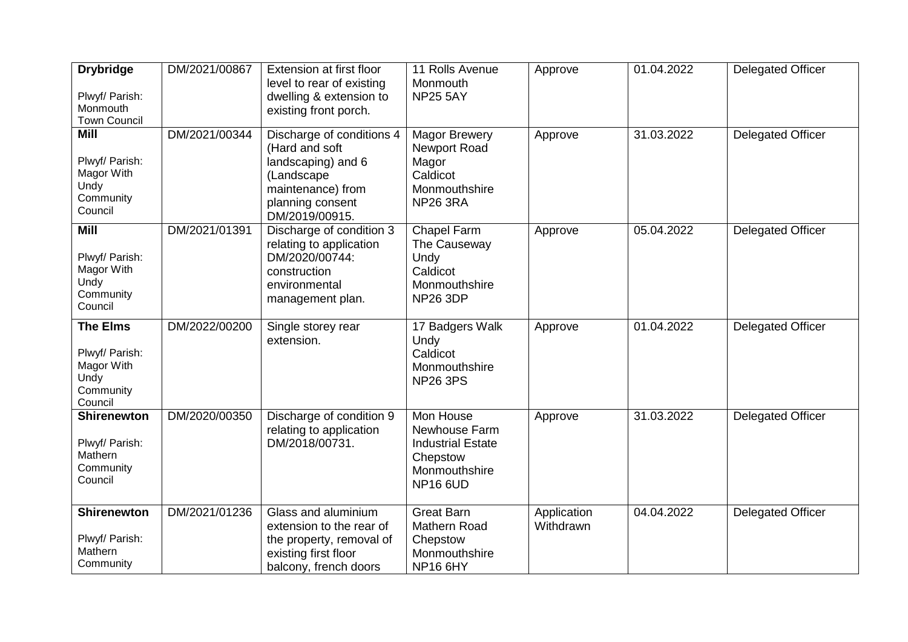| **Drybridge**<br><br>Plwyf/ Parish: Monmouth Town Council | DM/2021/00867 | Extension at first floor level to rear of existing dwelling & extension to existing front porch. | 11 Rolls Avenue Monmouth NP25 5AY | Approve | 01.04.2022 | Delegated Officer |
|---|---|---|---|---|---|---|
| **Mill**<br><br>Plwyf/ Parish: Magor With Undy Community Council | DM/2021/00344 | Discharge of conditions 4 (Hard and soft landscaping) and 6 (Landscape maintenance) from planning consent DM/2019/00915. | Magor Brewery Newport Road Magor Caldicot Monmouthshire NP26 3RA | Approve | 31.03.2022 | Delegated Officer |
| **Mill**<br><br>Plwyf/ Parish: Magor With Undy Community Council | DM/2021/01391 | Discharge of condition 3 relating to application DM/2020/00744: construction environmental management plan. | Chapel Farm The Causeway Undy Caldicot Monmouthshire NP26 3DP | Approve | 05.04.2022 | Delegated Officer |
| **The Elms**<br><br>Plwyf/ Parish: Magor With Undy Community Council | DM/2022/00200 | Single storey rear extension. | 17 Badgers Walk Undy Caldicot Monmouthshire NP26 3PS | Approve | 01.04.2022 | Delegated Officer |
| **Shirenewton**<br><br>Plwyf/ Parish: Mathern Community Council | DM/2020/00350 | Discharge of condition 9 relating to application DM/2018/00731. | Mon House Newhouse Farm Industrial Estate Chepstow Monmouthshire NP16 6UD | Approve | 31.03.2022 | Delegated Officer |
| **Shirenewton**<br><br>Plwyf/ Parish: Mathern Community | DM/2021/01236 | Glass and aluminium extension to the rear of the property, removal of existing first floor balcony, french doors | Great Barn Mathern Road Chepstow Monmouthshire NP16 6HY | Application Withdrawn | 04.04.2022 | Delegated Officer |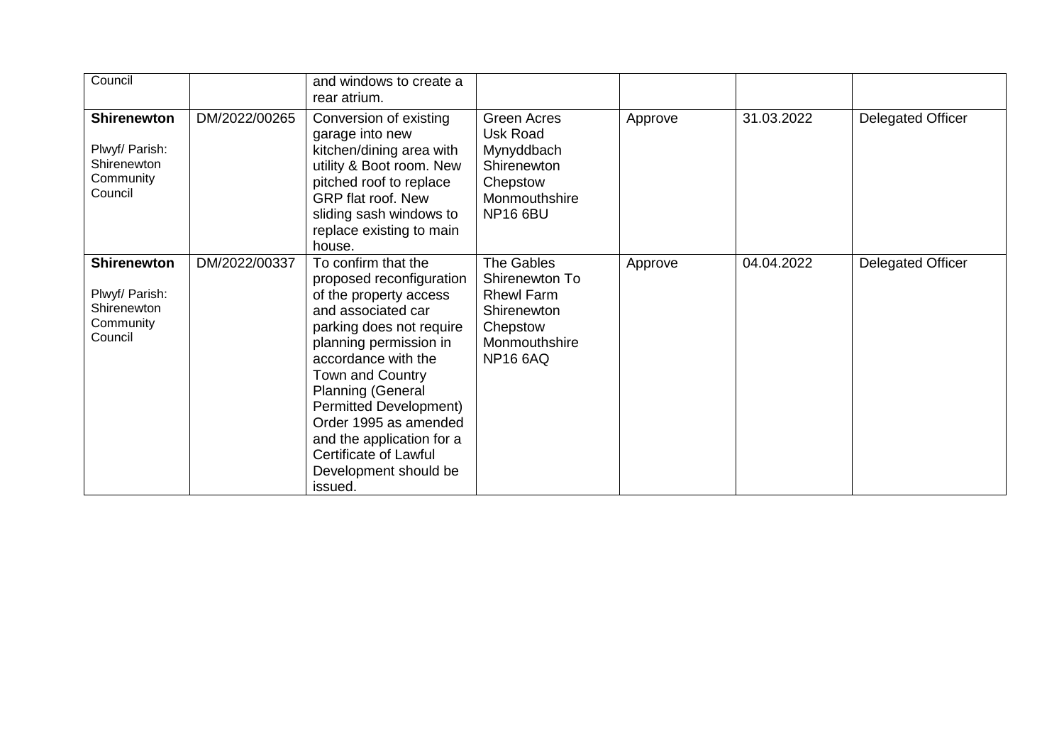| | | | | | | |
|---|---|---|---|---|---|---|
| Council | | and windows to create a rear atrium. | | | | |
| **Shirenewton**<br><br>Plwyf/ Parish: Shirenewton Community Council | DM/2022/00265 | Conversion of existing garage into new kitchen/dining area with utility & Boot room. New pitched roof to replace GRP flat roof. New sliding sash windows to replace existing to main house. | Green Acres<br>Usk Road<br>Mynyddbach<br>Shirenewton<br>Chepstow<br>Monmouthshire<br>NP16 6BU | Approve | 31.03.2022 | Delegated Officer |
| **Shirenewton**<br><br>Plwyf/ Parish: Shirenewton Community Council | DM/2022/00337 | To confirm that the proposed reconfiguration of the property access and associated car parking does not require planning permission in accordance with the Town and Country Planning (General Permitted Development) Order 1995 as amended and the application for a Certificate of Lawful Development should be issued. | The Gables<br>Shirenewton To Rhewl Farm<br>Shirenewton<br>Chepstow<br>Monmouthshire<br>NP16 6AQ | Approve | 04.04.2022 | Delegated Officer |